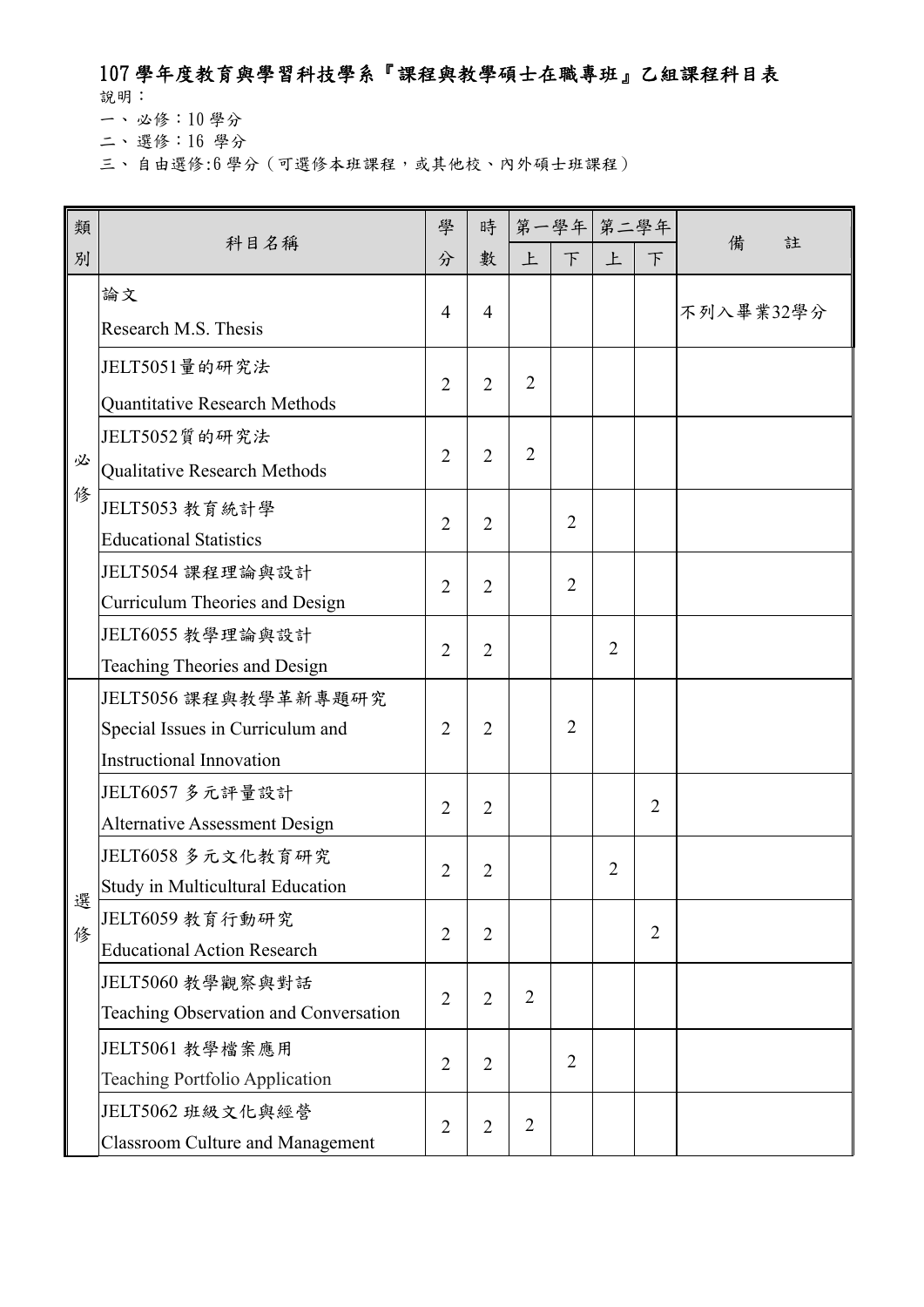# 107 學年度教育與學習科技學系『課程與教學碩士在職專班』乙組課程科目表

說明：

一、必修：10 學分

二、選修：16 學分

三、自由選修:6 學分（可選修本班課程，或其他校、內外碩士班課程）

| 類別 | 科目名稱 | 學分 | 時數 | 第一學年 上 | 第一學年 下 | 第二學年 上 | 第二學年 下 | 備註 |
|---|---|---|---|---|---|---|---|---|
| 必修 | 論文<br>Research M.S. Thesis | 4 | 4 | | | | | 不列入畢業32學分 |
| | JELT5051量的研究法<br>Quantitative Research Methods | 2 | 2 | 2 | | | | |
| | JELT5052質的研究法<br>Qualitative Research Methods | 2 | 2 | 2 | | | | |
| | JELT5053 教育統計學<br>Educational Statistics | 2 | 2 | | 2 | | | |
| | JELT5054 課程理論與設計<br>Curriculum Theories and Design | 2 | 2 | | 2 | | | |
| | JELT6055 教學理論與設計<br>Teaching Theories and Design | 2 | 2 | | | 2 | | |
| 選修 | JELT5056 課程與教學革新專題研究<br>Special Issues in Curriculum and Instructional Innovation | 2 | 2 | | 2 | | | |
| | JELT6057 多元評量設計<br>Alternative Assessment Design | 2 | 2 | | | | 2 | |
| | JELT6058 多元文化教育研究<br>Study in Multicultural Education | 2 | 2 | | | 2 | | |
| | JELT6059 教育行動研究<br>Educational Action Research | 2 | 2 | | | | 2 | |
| | JELT5060 教學觀察與對話<br>Teaching Observation and Conversation | 2 | 2 | 2 | | | | |
| | JELT5061 教學檔案應用<br>Teaching Portfolio Application | 2 | 2 | | 2 | | | |
| | JELT5062 班級文化與經營<br>Classroom Culture and Management | 2 | 2 | 2 | | | | |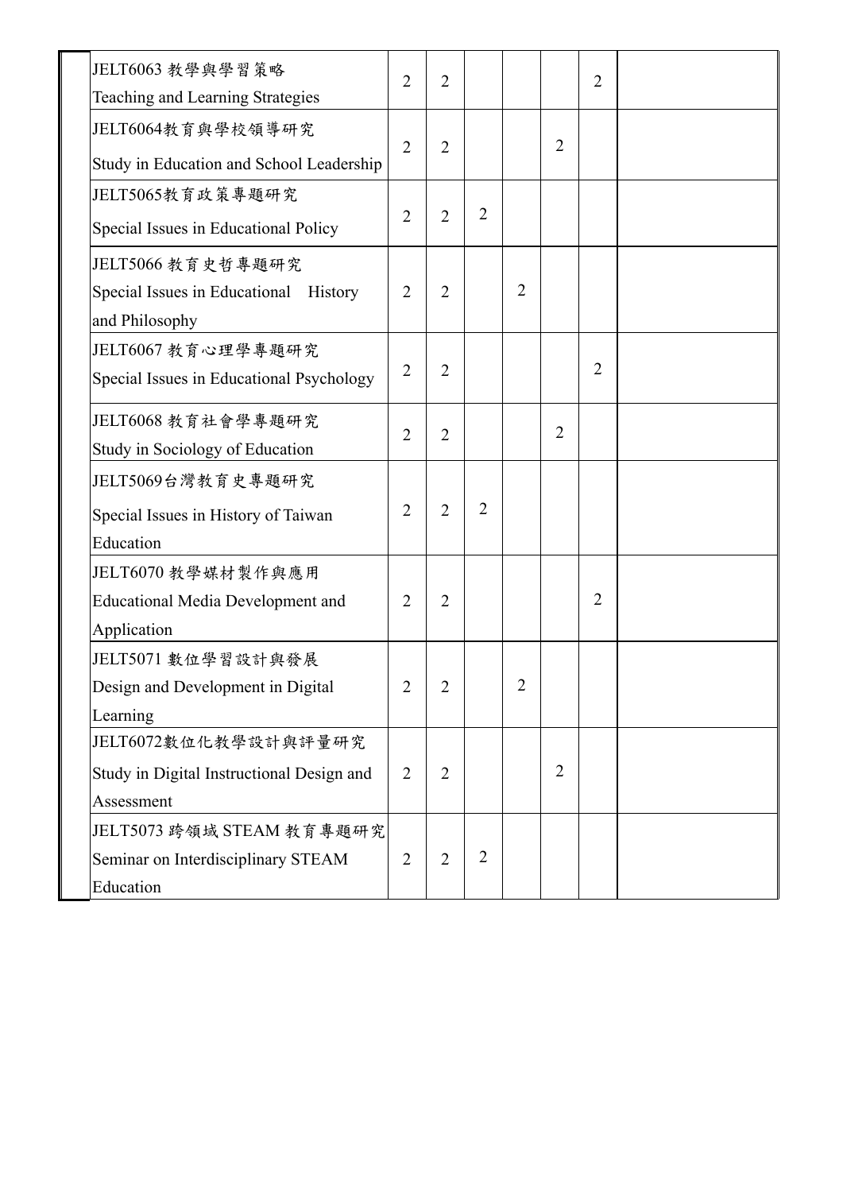| | | | | | | | | |
|---|---|---|---|---|---|---|---|---|
| | JELT6063 教學與學習策略<br>Teaching and Learning Strategies | 2 | 2 | | | | 2 | |
| | JELT6064教育與學校領導研究<br>Study in Education and School Leadership | 2 | 2 | | | 2 | | |
| | JELT5065教育政策專題研究<br>Special Issues in Educational Policy | 2 | 2 | 2 | | | | |
| | JELT5066 教育史哲專題研究<br>Special Issues in Educational History and Philosophy | 2 | 2 | | 2 | | | |
| | JELT6067 教育心理學專題研究<br>Special Issues in Educational Psychology | 2 | 2 | | | | 2 | |
| | JELT6068 教育社會學專題研究<br>Study in Sociology of Education | 2 | 2 | | | 2 | | |
| | JELT5069台灣教育史專題研究<br>Special Issues in History of Taiwan Education | 2 | 2 | 2 | | | | |
| | JELT6070 教學媒材製作與應用<br>Educational Media Development and Application | 2 | 2 | | | | 2 | |
| | JELT5071 數位學習設計與發展<br>Design and Development in Digital Learning | 2 | 2 | | 2 | | | |
| | JELT6072數位化教學設計與評量研究<br>Study in Digital Instructional Design and Assessment | 2 | 2 | | | 2 | | |
| | JELT5073 跨領域 STEAM 教育專題研究<br>Seminar on Interdisciplinary STEAM Education | 2 | 2 | 2 | | | | |